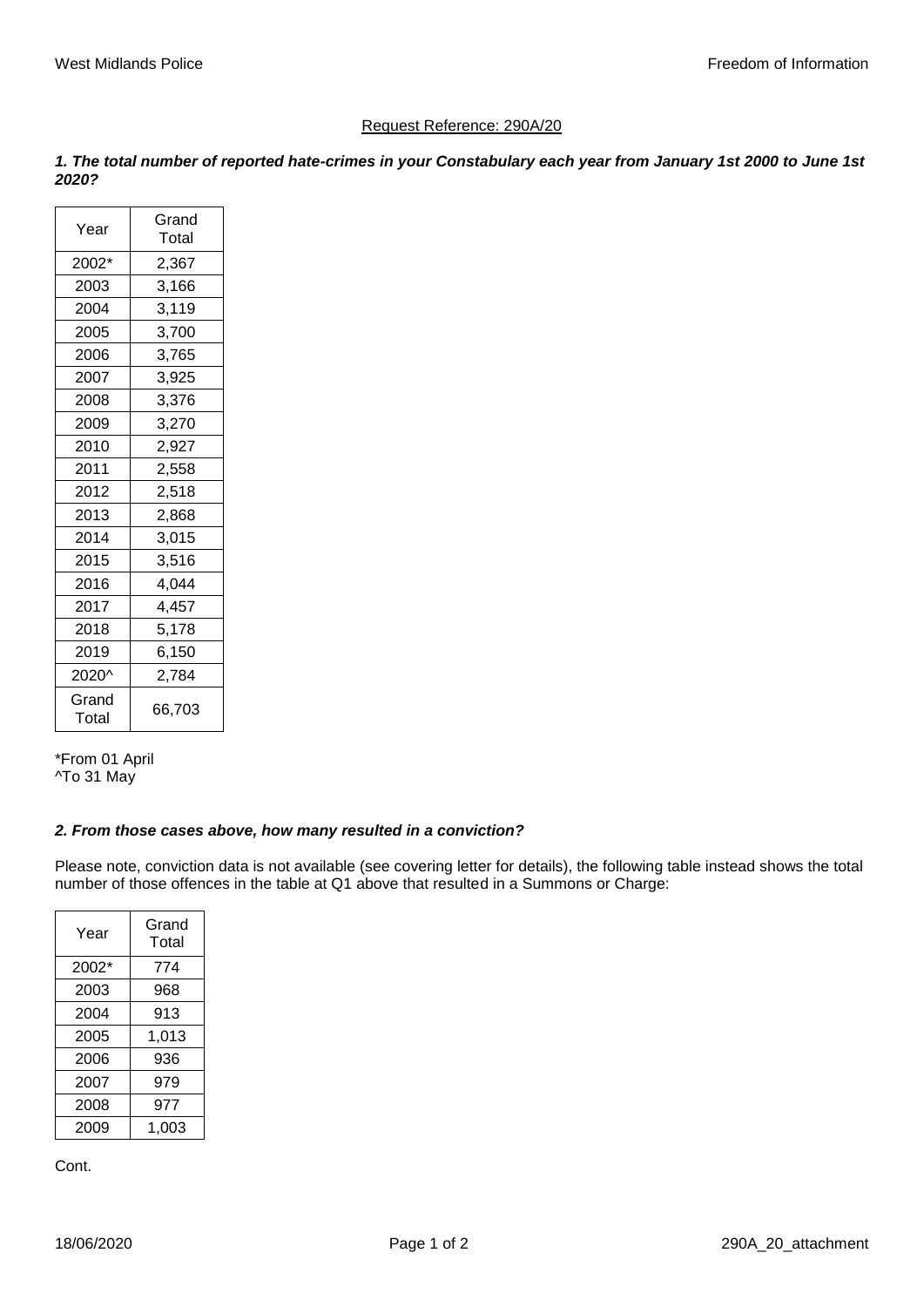Request Reference: 290A/20

***1. The total number of reported hate-crimes in your Constabulary each year from January 1st 2000 to June 1st 2020?***

| Year | Grand Total |
|---|---|
| 2002* | 2,367 |
| 2003 | 3,166 |
| 2004 | 3,119 |
| 2005 | 3,700 |
| 2006 | 3,765 |
| 2007 | 3,925 |
| 2008 | 3,376 |
| 2009 | 3,270 |
| 2010 | 2,927 |
| 2011 | 2,558 |
| 2012 | 2,518 |
| 2013 | 2,868 |
| 2014 | 3,015 |
| 2015 | 3,516 |
| 2016 | 4,044 |
| 2017 | 4,457 |
| 2018 | 5,178 |
| 2019 | 6,150 |
| 2020^ | 2,784 |
| Grand Total | 66,703 |

*From 01 April
^To 31 May

***2. From those cases above, how many resulted in a conviction?***

Please note, conviction data is not available (see covering letter for details), the following table instead shows the total number of those offences in the table at Q1 above that resulted in a Summons or Charge:

| Year | Grand Total |
|---|---|
| 2002* | 774 |
| 2003 | 968 |
| 2004 | 913 |
| 2005 | 1,013 |
| 2006 | 936 |
| 2007 | 979 |
| 2008 | 977 |
| 2009 | 1,003 |

Cont.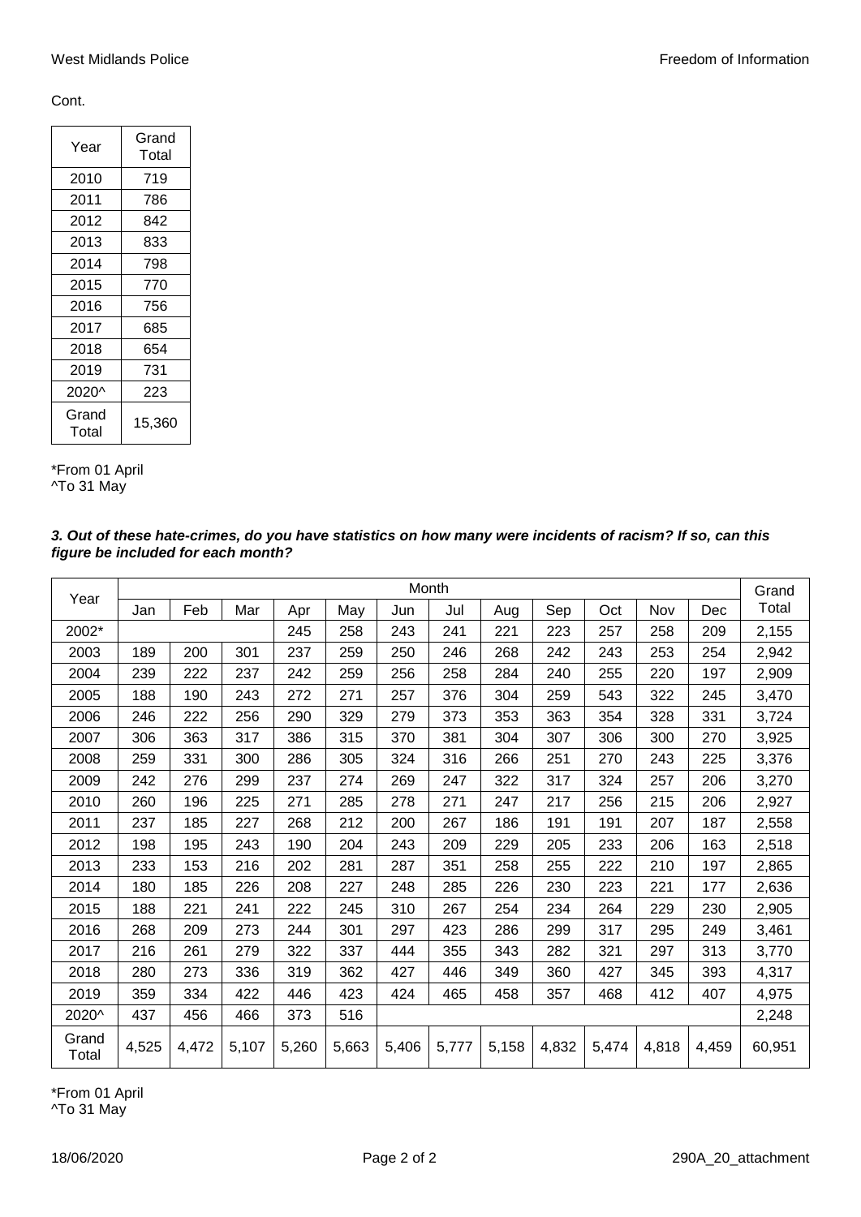Cont.

| Year | Grand Total |
|---|---|
| 2010 | 719 |
| 2011 | 786 |
| 2012 | 842 |
| 2013 | 833 |
| 2014 | 798 |
| 2015 | 770 |
| 2016 | 756 |
| 2017 | 685 |
| 2018 | 654 |
| 2019 | 731 |
| 2020^ | 223 |
| Grand Total | 15,360 |

*From 01 April
^To 31 May

***3. Out of these hate-crimes, do you have statistics on how many were incidents of racism? If so, can this figure be included for each month?***

| Year | Month | | | | | | | | | | | | Grand Total |
|---|---|---|---|---|---|---|---|---|---|---|---|---|---|
| | Jan | Feb | Mar | Apr | May | Jun | Jul | Aug | Sep | Oct | Nov | Dec | |
| 2002* | | | | 245 | 258 | 243 | 241 | 221 | 223 | 257 | 258 | 209 | 2,155 |
| 2003 | 189 | 200 | 301 | 237 | 259 | 250 | 246 | 268 | 242 | 243 | 253 | 254 | 2,942 |
| 2004 | 239 | 222 | 237 | 242 | 259 | 256 | 258 | 284 | 240 | 255 | 220 | 197 | 2,909 |
| 2005 | 188 | 190 | 243 | 272 | 271 | 257 | 376 | 304 | 259 | 543 | 322 | 245 | 3,470 |
| 2006 | 246 | 222 | 256 | 290 | 329 | 279 | 373 | 353 | 363 | 354 | 328 | 331 | 3,724 |
| 2007 | 306 | 363 | 317 | 386 | 315 | 370 | 381 | 304 | 307 | 306 | 300 | 270 | 3,925 |
| 2008 | 259 | 331 | 300 | 286 | 305 | 324 | 316 | 266 | 251 | 270 | 243 | 225 | 3,376 |
| 2009 | 242 | 276 | 299 | 237 | 274 | 269 | 247 | 322 | 317 | 324 | 257 | 206 | 3,270 |
| 2010 | 260 | 196 | 225 | 271 | 285 | 278 | 271 | 247 | 217 | 256 | 215 | 206 | 2,927 |
| 2011 | 237 | 185 | 227 | 268 | 212 | 200 | 267 | 186 | 191 | 191 | 207 | 187 | 2,558 |
| 2012 | 198 | 195 | 243 | 190 | 204 | 243 | 209 | 229 | 205 | 233 | 206 | 163 | 2,518 |
| 2013 | 233 | 153 | 216 | 202 | 281 | 287 | 351 | 258 | 255 | 222 | 210 | 197 | 2,865 |
| 2014 | 180 | 185 | 226 | 208 | 227 | 248 | 285 | 226 | 230 | 223 | 221 | 177 | 2,636 |
| 2015 | 188 | 221 | 241 | 222 | 245 | 310 | 267 | 254 | 234 | 264 | 229 | 230 | 2,905 |
| 2016 | 268 | 209 | 273 | 244 | 301 | 297 | 423 | 286 | 299 | 317 | 295 | 249 | 3,461 |
| 2017 | 216 | 261 | 279 | 322 | 337 | 444 | 355 | 343 | 282 | 321 | 297 | 313 | 3,770 |
| 2018 | 280 | 273 | 336 | 319 | 362 | 427 | 446 | 349 | 360 | 427 | 345 | 393 | 4,317 |
| 2019 | 359 | 334 | 422 | 446 | 423 | 424 | 465 | 458 | 357 | 468 | 412 | 407 | 4,975 |
| 2020^ | 437 | 456 | 466 | 373 | 516 | | | | | | | | 2,248 |
| Grand Total | 4,525 | 4,472 | 5,107 | 5,260 | 5,663 | 5,406 | 5,777 | 5,158 | 4,832 | 5,474 | 4,818 | 4,459 | 60,951 |

*From 01 April
^To 31 May